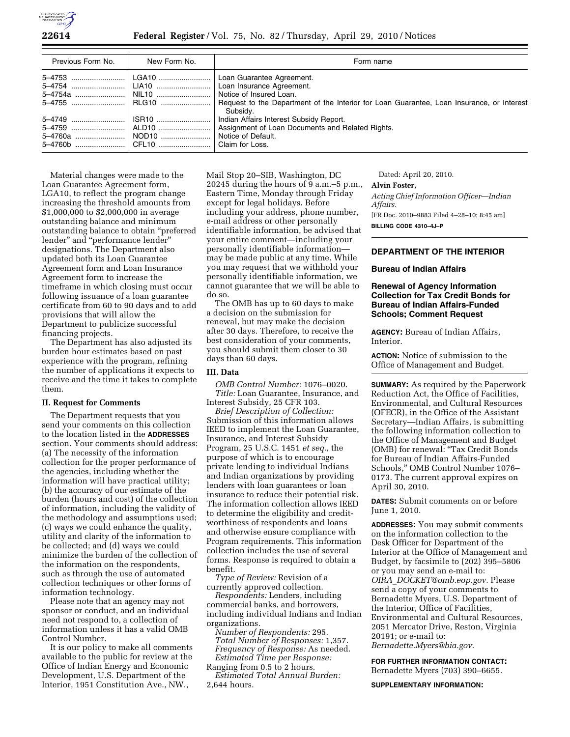| Previous Form No. | New Form No. | Form name |
| --- | --- | --- |
| 5–4753 | LGA10 | Loan Guarantee Agreement. |
| 5–4754 | LIA10 | Loan Insurance Agreement. |
| 5–4754a | NIL10 | Notice of Insured Loan. |
| 5–4755 | RLG10 | Request to the Department of the Interior for Loan Guarantee, Loan Insurance, or Interest Subsidy. |
| 5–4749 | ISR10 | Indian Affairs Interest Subsidy Report. |
| 5–4759 | ALD10 | Assignment of Loan Documents and Related Rights. |
| 5–4760a | NOD10 | Notice of Default. |
| 5–4760b | CFL10 | Claim for Loss. |

Material changes were made to the Loan Guarantee Agreement form, LGA10, to reflect the program change increasing the threshold amounts from $1,000,000 to $2,000,000 in average outstanding balance and minimum outstanding balance to obtain "preferred lender" and "performance lender" designations. The Department also updated both its Loan Guarantee Agreement form and Loan Insurance Agreement form to increase the timeframe in which closing must occur following issuance of a loan guarantee certificate from 60 to 90 days and to add provisions that will allow the Department to publicize successful financing projects.

The Department has also adjusted its burden hour estimates based on past experience with the program, refining the number of applications it expects to receive and the time it takes to complete them.

### II. Request for Comments

The Department requests that you send your comments on this collection to the location listed in the **ADDRESSES** section. Your comments should address: (a) The necessity of the information collection for the proper performance of the agencies, including whether the information will have practical utility; (b) the accuracy of our estimate of the burden (hours and cost) of the collection of information, including the validity of the methodology and assumptions used; (c) ways we could enhance the quality, utility and clarity of the information to be collected; and (d) ways we could minimize the burden of the collection of the information on the respondents, such as through the use of automated collection techniques or other forms of information technology.

Please note that an agency may not sponsor or conduct, and an individual need not respond to, a collection of information unless it has a valid OMB Control Number.

It is our policy to make all comments available to the public for review at the Office of Indian Energy and Economic Development, U.S. Department of the Interior, 1951 Constitution Ave., NW., Mail Stop 20–SIB, Washington, DC 20245 during the hours of 9 a.m.–5 p.m., Eastern Time, Monday through Friday except for legal holidays. Before including your address, phone number, e-mail address or other personally identifiable information, be advised that your entire comment—including your personally identifiable information—may be made public at any time. While you may request that we withhold your personally identifiable information, we cannot guarantee that we will be able to do so.

The OMB has up to 60 days to make a decision on the submission for renewal, but may make the decision after 30 days. Therefore, to receive the best consideration of your comments, you should submit them closer to 30 days than 60 days.

### III. Data

*OMB Control Number:* 1076–0020.

*Title:* Loan Guarantee, Insurance, and Interest Subsidy, 25 CFR 103.

*Brief Description of Collection:* Submission of this information allows IEED to implement the Loan Guarantee, Insurance, and Interest Subsidy Program, 25 U.S.C. 1451 *et seq.,* the purpose of which is to encourage private lending to individual Indians and Indian organizations by providing lenders with loan guarantees or loan insurance to reduce their potential risk. The information collection allows IEED to determine the eligibility and credit-worthiness of respondents and loans and otherwise ensure compliance with Program requirements. This information collection includes the use of several forms. Response is required to obtain a benefit.

*Type of Review:* Revision of a currently approved collection.

*Respondents:* Lenders, including commercial banks, and borrowers, including individual Indians and Indian organizations.

*Number of Respondents:* 295.

*Total Number of Responses:* 1,357.

*Frequency of Response:* As needed.

*Estimated Time per Response:* Ranging from 0.5 to 2 hours.

*Estimated Total Annual Burden:* 2,644 hours.

Dated: April 20, 2010.

**Alvin Foster,**

*Acting Chief Information Officer—Indian Affairs.*

[FR Doc. 2010–9883 Filed 4–28–10; 8:45 am]

**BILLING CODE 4310–4J–P**

## DEPARTMENT OF THE INTERIOR

### Bureau of Indian Affairs

### Renewal of Agency Information Collection for Tax Credit Bonds for Bureau of Indian Affairs-Funded Schools; Comment Request

**AGENCY:** Bureau of Indian Affairs, Interior.

**ACTION:** Notice of submission to the Office of Management and Budget.

**SUMMARY:** As required by the Paperwork Reduction Act, the Office of Facilities, Environmental, and Cultural Resources (OFECR), in the Office of the Assistant Secretary—Indian Affairs, is submitting the following information collection to the Office of Management and Budget (OMB) for renewal: "Tax Credit Bonds for Bureau of Indian Affairs-Funded Schools," OMB Control Number 1076–0173. The current approval expires on April 30, 2010.

**DATES:** Submit comments on or before June 1, 2010.

**ADDRESSES:** You may submit comments on the information collection to the Desk Officer for Department of the Interior at the Office of Management and Budget, by facsimile to (202) 395–5806 or you may send an e-mail to: *OIRA_DOCKET@omb.eop.gov.* Please send a copy of your comments to Bernadette Myers, U.S. Department of the Interior, Office of Facilities, Environmental and Cultural Resources, 2051 Mercator Drive, Reston, Virginia 20191; or e-mail to: *Bernadette.Myers@bia.gov.*

**FOR FURTHER INFORMATION CONTACT:** Bernadette Myers (703) 390–6655.

**SUPPLEMENTARY INFORMATION:**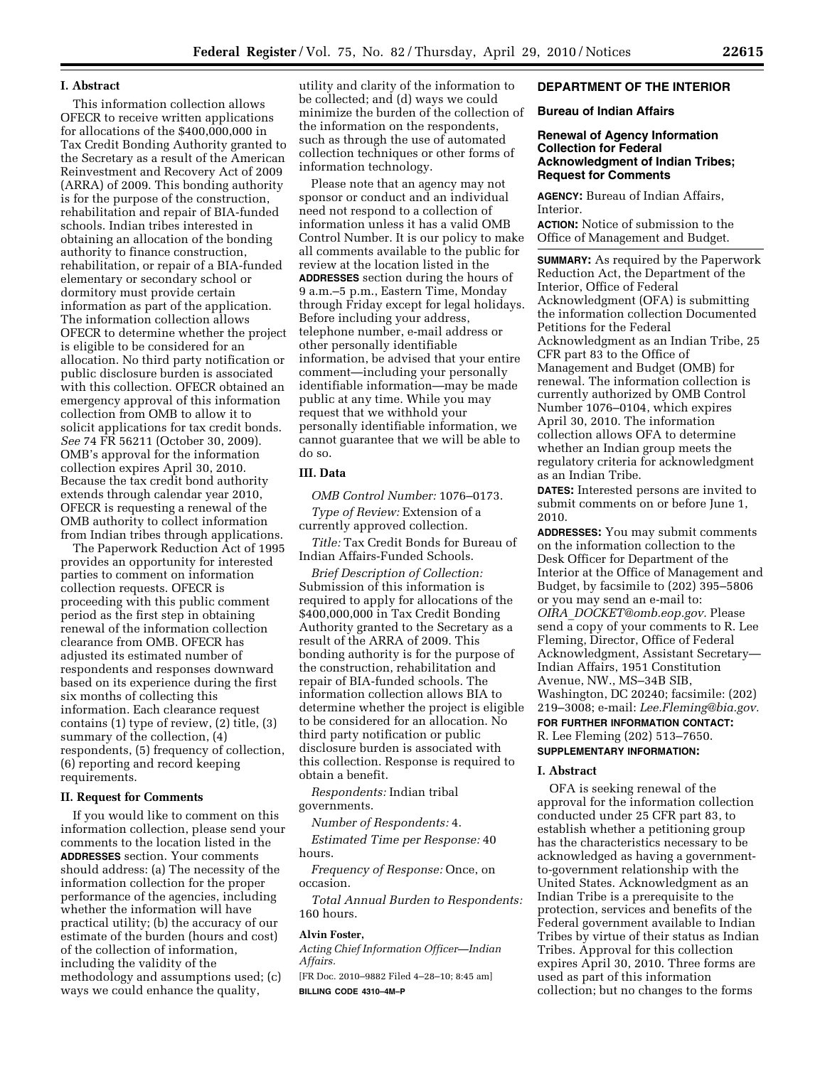## I. Abstract

This information collection allows OFECR to receive written applications for allocations of the $400,000,000 in Tax Credit Bonding Authority granted to the Secretary as a result of the American Reinvestment and Recovery Act of 2009 (ARRA) of 2009. This bonding authority is for the purpose of the construction, rehabilitation and repair of BIA-funded schools. Indian tribes interested in obtaining an allocation of the bonding authority to finance construction, rehabilitation, or repair of a BIA-funded elementary or secondary school or dormitory must provide certain information as part of the application. The information collection allows OFECR to determine whether the project is eligible to be considered for an allocation. No third party notification or public disclosure burden is associated with this collection. OFECR obtained an emergency approval of this information collection from OMB to allow it to solicit applications for tax credit bonds. *See* 74 FR 56211 (October 30, 2009). OMB's approval for the information collection expires April 30, 2010. Because the tax credit bond authority extends through calendar year 2010, OFECR is requesting a renewal of the OMB authority to collect information from Indian tribes through applications.

The Paperwork Reduction Act of 1995 provides an opportunity for interested parties to comment on information collection requests. OFECR is proceeding with this public comment period as the first step in obtaining renewal of the information collection clearance from OMB. OFECR has adjusted its estimated number of respondents and responses downward based on its experience during the first six months of collecting this information. Each clearance request contains (1) type of review, (2) title, (3) summary of the collection, (4) respondents, (5) frequency of collection, (6) reporting and record keeping requirements.

## II. Request for Comments

If you would like to comment on this information collection, please send your comments to the location listed in the **ADDRESSES** section. Your comments should address: (a) The necessity of the information collection for the proper performance of the agencies, including whether the information will have practical utility; (b) the accuracy of our estimate of the burden (hours and cost) of the collection of information, including the validity of the methodology and assumptions used; (c) ways we could enhance the quality, utility and clarity of the information to be collected; and (d) ways we could minimize the burden of the collection of the information on the respondents, such as through the use of automated collection techniques or other forms of information technology.

Please note that an agency may not sponsor or conduct and an individual need not respond to a collection of information unless it has a valid OMB Control Number. It is our policy to make all comments available to the public for review at the location listed in the **ADDRESSES** section during the hours of 9 a.m.–5 p.m., Eastern Time, Monday through Friday except for legal holidays. Before including your address, telephone number, e-mail address or other personally identifiable information, be advised that your entire comment—including your personally identifiable information—may be made public at any time. While you may request that we withhold your personally identifiable information, we cannot guarantee that we will be able to do so.

## III. Data

*OMB Control Number:* 1076–0173.

*Type of Review:* Extension of a currently approved collection.

*Title:* Tax Credit Bonds for Bureau of Indian Affairs-Funded Schools.

*Brief Description of Collection:* Submission of this information is required to apply for allocations of the $400,000,000 in Tax Credit Bonding Authority granted to the Secretary as a result of the ARRA of 2009. This bonding authority is for the purpose of the construction, rehabilitation and repair of BIA-funded schools. The information collection allows BIA to determine whether the project is eligible to be considered for an allocation. No third party notification or public disclosure burden is associated with this collection. Response is required to obtain a benefit.

*Respondents:* Indian tribal governments.

*Number of Respondents:* 4.

*Estimated Time per Response:* 40 hours.

*Frequency of Response:* Once, on occasion.

*Total Annual Burden to Respondents:* 160 hours.

**Alvin Foster,**

*Acting Chief Information Officer—Indian Affairs.*

[FR Doc. 2010–9882 Filed 4–28–10; 8:45 am]

**BILLING CODE 4310–4M–P**

# DEPARTMENT OF THE INTERIOR

## Bureau of Indian Affairs

## Renewal of Agency Information Collection for Federal Acknowledgment of Indian Tribes; Request for Comments

**AGENCY:** Bureau of Indian Affairs, Interior.

**ACTION:** Notice of submission to the Office of Management and Budget.

**SUMMARY:** As required by the Paperwork Reduction Act, the Department of the Interior, Office of Federal Acknowledgment (OFA) is submitting the information collection Documented Petitions for the Federal Acknowledgment as an Indian Tribe, 25 CFR part 83 to the Office of Management and Budget (OMB) for renewal. The information collection is currently authorized by OMB Control Number 1076–0104, which expires April 30, 2010. The information collection allows OFA to determine whether an Indian group meets the regulatory criteria for acknowledgment as an Indian Tribe.

**DATES:** Interested persons are invited to submit comments on or before June 1, 2010.

**ADDRESSES:** You may submit comments on the information collection to the Desk Officer for Department of the Interior at the Office of Management and Budget, by facsimile to (202) 395–5806 or you may send an e-mail to: *OIRA_DOCKET@omb.eop.gov.* Please send a copy of your comments to R. Lee Fleming, Director, Office of Federal Acknowledgment, Assistant Secretary—Indian Affairs, 1951 Constitution Avenue, NW., MS–34B SIB, Washington, DC 20240; facsimile: (202) 219–3008; e-mail: *Lee.Fleming@bia.gov.*

**FOR FURTHER INFORMATION CONTACT:** R. Lee Fleming (202) 513–7650.

**SUPPLEMENTARY INFORMATION:**

## I. Abstract

OFA is seeking renewal of the approval for the information collection conducted under 25 CFR part 83, to establish whether a petitioning group has the characteristics necessary to be acknowledged as having a government-to-government relationship with the United States. Acknowledgment as an Indian Tribe is a prerequisite to the protection, services and benefits of the Federal government available to Indian Tribes by virtue of their status as Indian Tribes. Approval for this collection expires April 30, 2010. Three forms are used as part of this information collection; but no changes to the forms